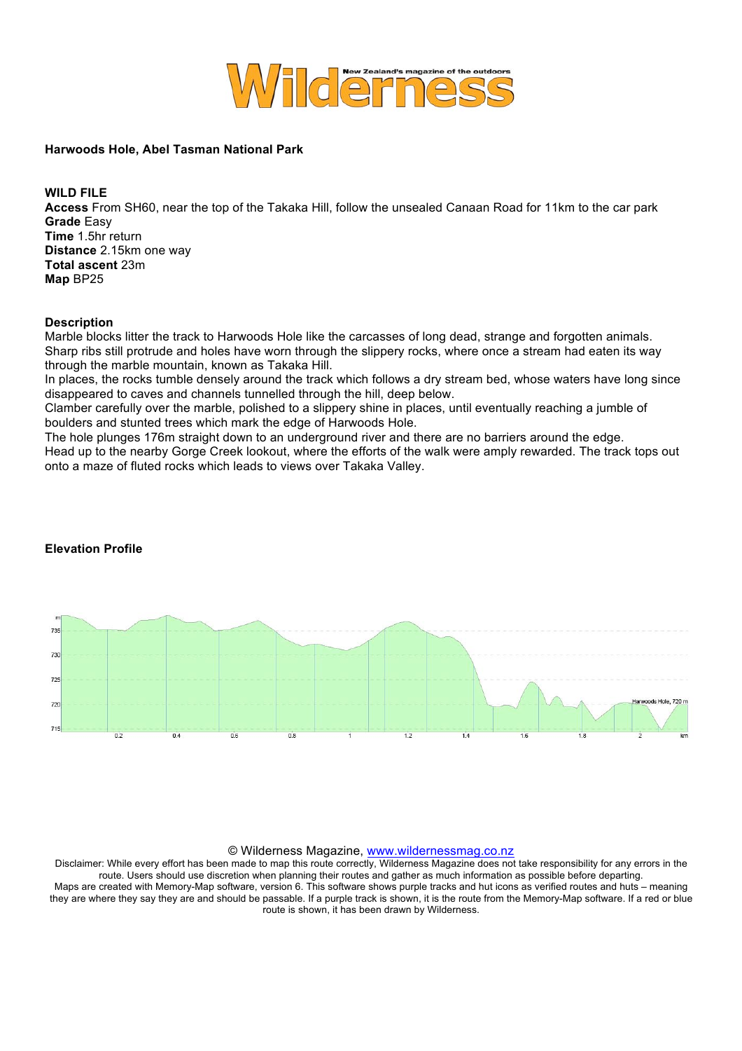# Wilderness

New Zealand's magazine of the outdoors

**Harwoods Hole, Abel Tasman National Park**

**WILD FILE**

**Access** From SH60, near the top of the Takaka Hill, follow the unsealed Canaan Road for 11km to the car park
**Grade** Easy
**Time** 1.5hr return
**Distance** 2.15km one way
**Total ascent** 23m
**Map** BP25

**Description**

Marble blocks litter the track to Harwoods Hole like the carcasses of long dead, strange and forgotten animals. Sharp ribs still protrude and holes have worn through the slippery rocks, where once a stream had eaten its way through the marble mountain, known as Takaka Hill.
In places, the rocks tumble densely around the track which follows a dry stream bed, whose waters have long since disappeared to caves and channels tunnelled through the hill, deep below.
Clamber carefully over the marble, polished to a slippery shine in places, until eventually reaching a jumble of boulders and stunted trees which mark the edge of Harwoods Hole.
The hole plunges 176m straight down to an underground river and there are no barriers around the edge.
Head up to the nearby Gorge Creek lookout, where the efforts of the walk were amply rewarded. The track tops out onto a maze of fluted rocks which leads to views over Takaka Valley.

**Elevation Profile**

m: 735, 730, 725, 720, 715
km: 0.2, 0.4, 0.6, 0.8, 1, 1.2, 1.4, 1.6, 1.8, 2
Harwoods Hole, 720 m

© Wilderness Magazine, www.wildernessmag.co.nz
Disclaimer: While every effort has been made to map this route correctly, Wilderness Magazine does not take responsibility for any errors in the route. Users should use discretion when planning their routes and gather as much information as possible before departing.
Maps are created with Memory-Map software, version 6. This software shows purple tracks and hut icons as verified routes and huts – meaning they are where they say they are and should be passable. If a purple track is shown, it is the route from the Memory-Map software. If a red or blue route is shown, it has been drawn by Wilderness.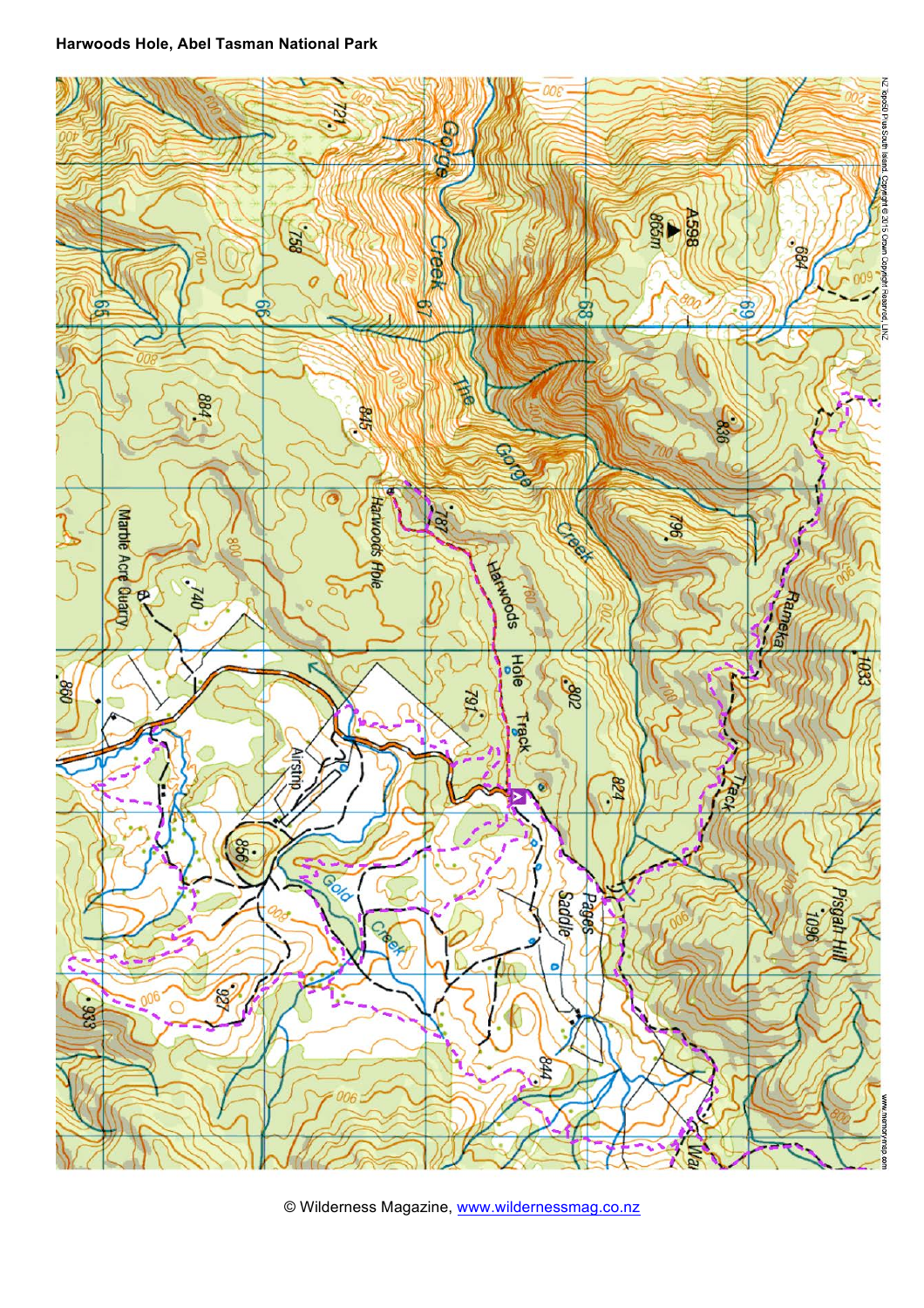**Harwoods Hole, Abel Tasman National Park**

Gorge
Creek
The
Gorge
Creek
A598
805m
684
721
758
884
845
787
796
836
Harwoods Hole
Harwoods Hole Track
Marble Acre Quarry
740
791
802
824
Rameka
Track
1033
Pisgah Hill
1096
Airstrip
956
Gold
Creek
Pages
Saddle
844
927
933
860
65
66
67
68
69
200
300
400
600
700
800
900
1000

NZTopo50 Plus South Island. Copyright © 2015 Crown Copyright Reserved, LINZ

www.memorymap.com

© Wilderness Magazine, www.wildernessmag.co.nz